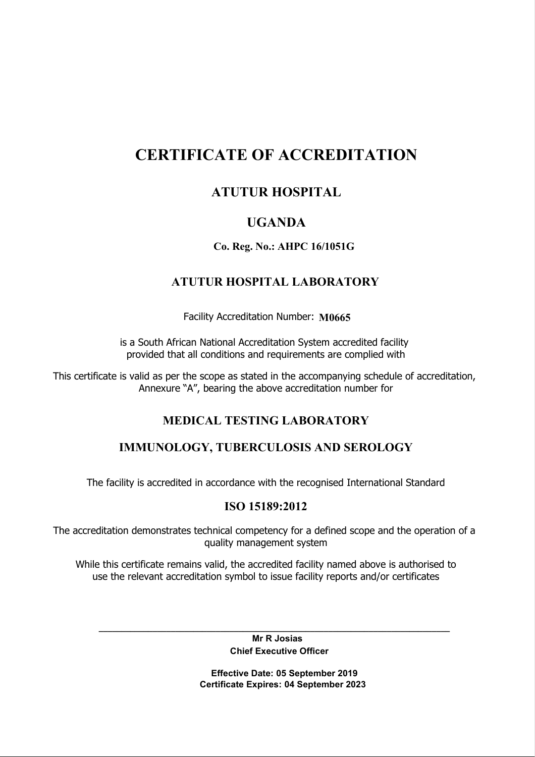# CERTIFICATE OF ACCREDITATION

## ATUTUR HOSPITAL

## UGANDA

**Co. Reg. No.: AHPC 16/1051G**

## ATUTUR HOSPITAL LABORATORY

Facility Accreditation Number: **M0665**

is a South African National Accreditation System accredited facility provided that all conditions and requirements are complied with

This certificate is valid as per the scope as stated in the accompanying schedule of accreditation, Annexure "A", bearing the above accreditation number for

## MEDICAL TESTING LABORATORY

## IMMUNOLOGY, TUBERCULOSIS AND SEROLOGY

The facility is accredited in accordance with the recognised International Standard

## ISO 15189:2012

The accreditation demonstrates technical competency for a defined scope and the operation of a quality management system

While this certificate remains valid, the accredited facility named above is authorised to use the relevant accreditation symbol to issue facility reports and/or certificates

**Mr R Josias**
**Chief Executive Officer**

**Effective Date: 05 September 2019**
**Certificate Expires: 04 September 2023**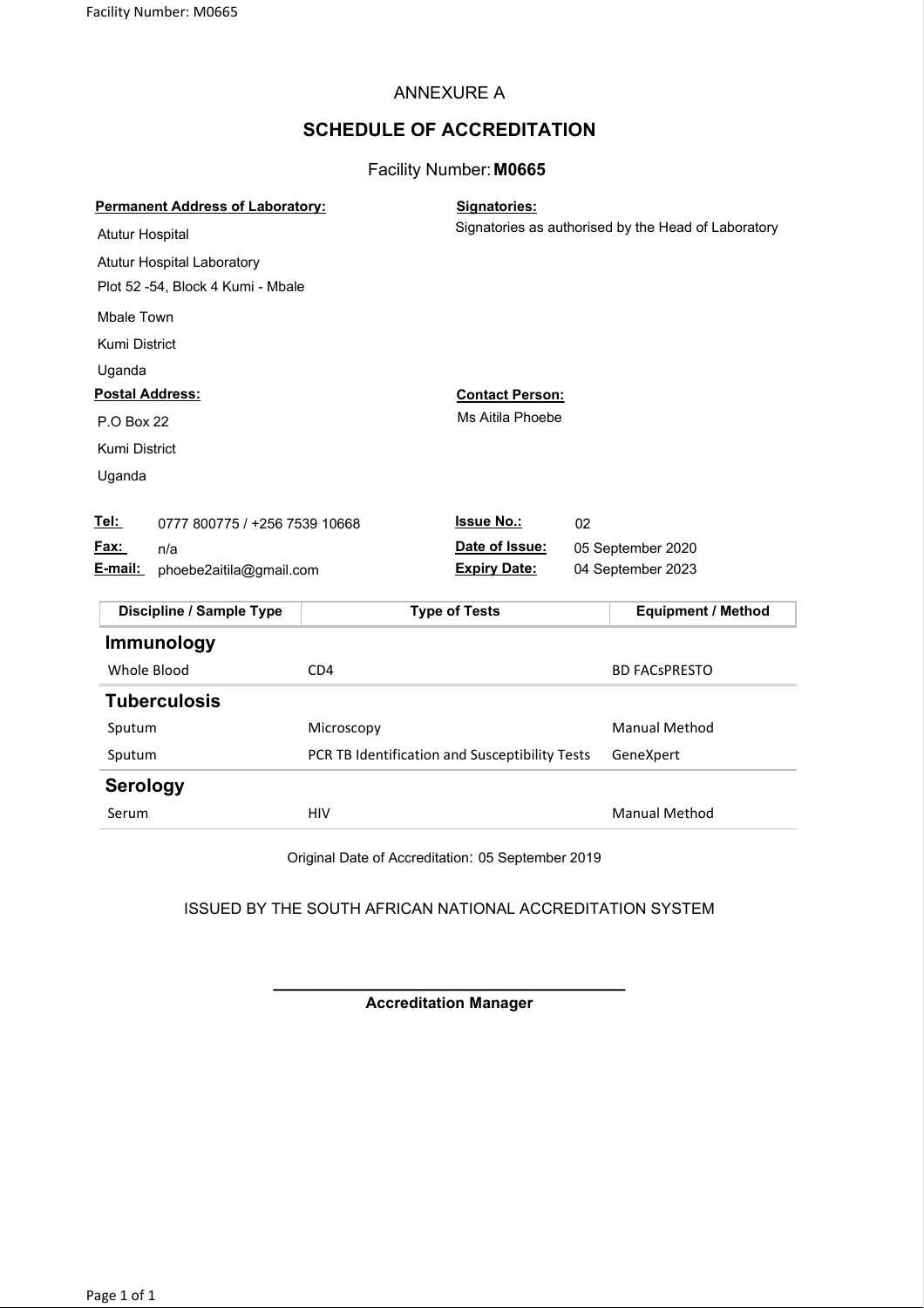# ANNEXURE A

## SCHEDULE OF ACCREDITATION

Facility Number: **M0665**

**Permanent Address of Laboratory:**
Atutur Hospital
Atutur Hospital Laboratory
Plot 52 -54, Block 4 Kumi - Mbale
Mbale Town
Kumi District
Uganda

**Signatories:**
Signatories as authorised by the Head of Laboratory

**Postal Address:**
P.O Box 22
Kumi District
Uganda

**Contact Person:**
Ms Aitila Phoebe

**Tel:** 0777 800775 / +256 7539 10668
**Fax:** n/a
**E-mail:** phoebe2aitila@gmail.com

**Issue No.:** 02
**Date of Issue:** 05 September 2020
**Expiry Date:** 04 September 2023

| Discipline / Sample Type | Type of Tests | Equipment / Method |
|---|---|---|
| **Immunology** | | |
| Whole Blood | CD4 | BD FACsPRESTO |
| **Tuberculosis** | | |
| Sputum | Microscopy | Manual Method |
| Sputum | PCR TB Identification and Susceptibility Tests | GeneXpert |
| **Serology** | | |
| Serum | HIV | Manual Method |

Original Date of Accreditation: 05 September 2019

ISSUED BY THE SOUTH AFRICAN NATIONAL ACCREDITATION SYSTEM

_______________________________________

**Accreditation Manager**